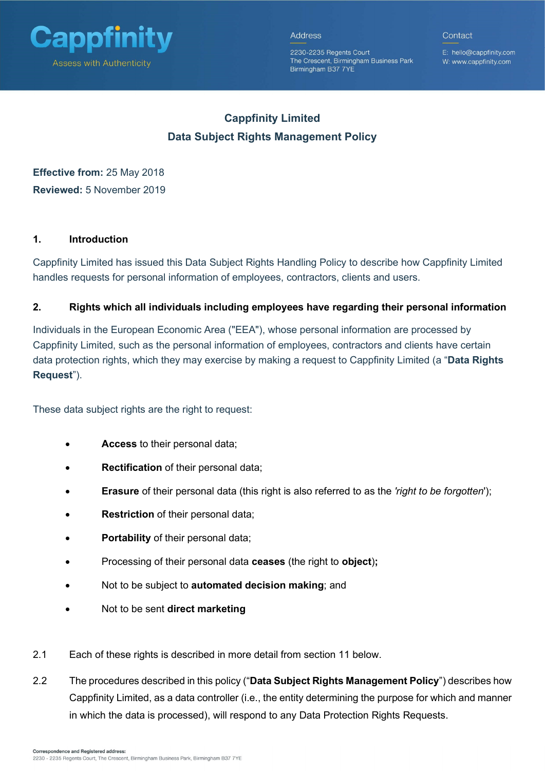# Cappfinity Limited
## Data Subject Rights Management Policy

**Effective from:** 25 May 2018

**Reviewed:** 5 November 2019

### 1. Introduction

Cappfinity Limited has issued this Data Subject Rights Handling Policy to describe how Cappfinity Limited handles requests for personal information of employees, contractors, clients and users.

### 2. Rights which all individuals including employees have regarding their personal information

Individuals in the European Economic Area ("EEA"), whose personal information are processed by Cappfinity Limited, such as the personal information of employees, contractors and clients have certain data protection rights, which they may exercise by making a request to Cappfinity Limited (a "**Data Rights Request**").

These data subject rights are the right to request:

- **Access** to their personal data;
- **Rectification** of their personal data;
- **Erasure** of their personal data (this right is also referred to as the *'right to be forgotten'*);
- **Restriction** of their personal data;
- **Portability** of their personal data;
- Processing of their personal data **ceases** (the right to **object**);
- Not to be subject to **automated decision making**; and
- Not to be sent **direct marketing**

2.1 Each of these rights is described in more detail from section 11 below.

2.2 The procedures described in this policy ("**Data Subject Rights Management Policy**") describes how Cappfinity Limited, as a data controller (i.e., the entity determining the purpose for which and manner in which the data is processed), will respond to any Data Protection Rights Requests.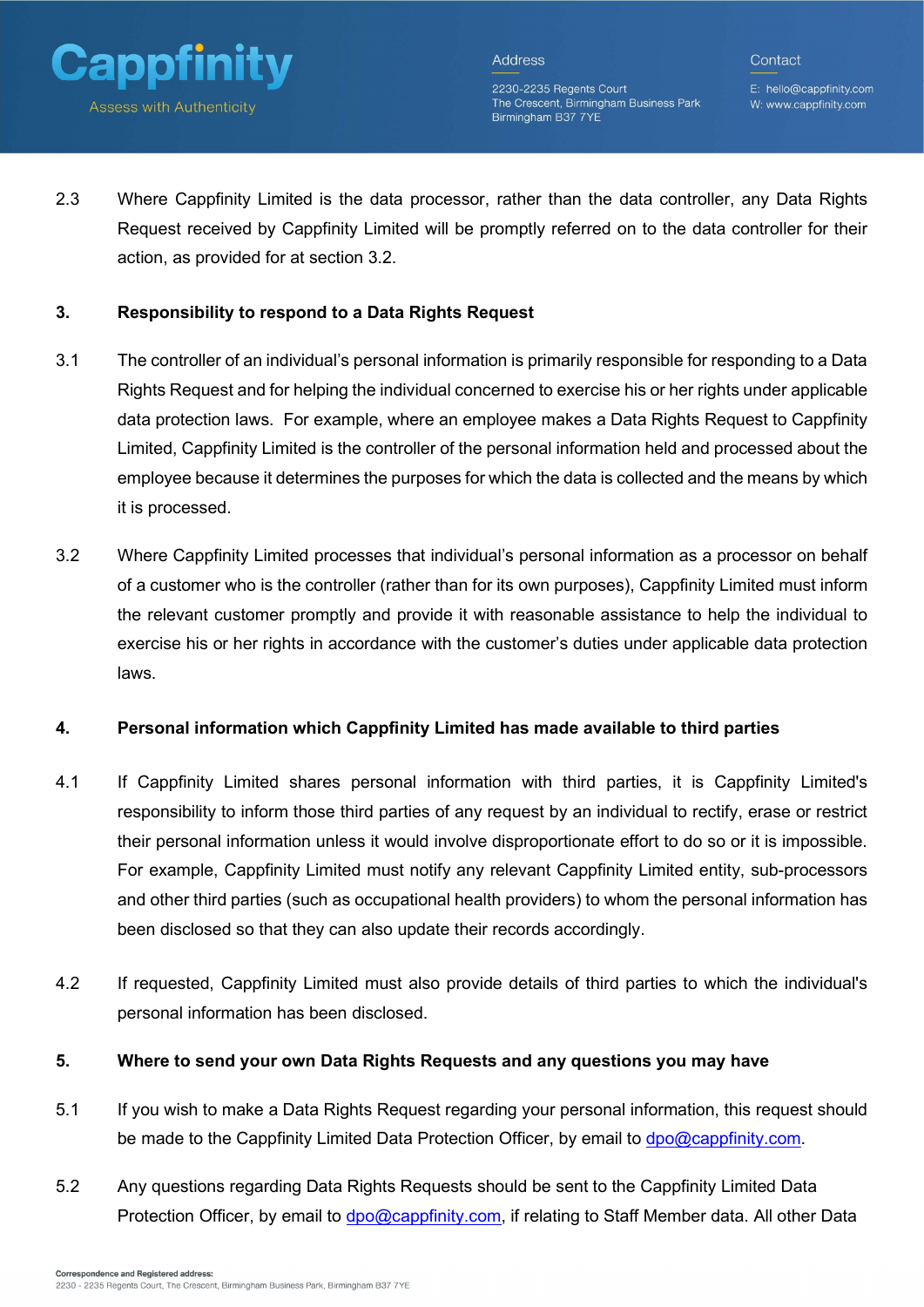2.3 Where Cappfinity Limited is the data processor, rather than the data controller, any Data Rights Request received by Cappfinity Limited will be promptly referred on to the data controller for their action, as provided for at section 3.2.

## 3. Responsibility to respond to a Data Rights Request

3.1 The controller of an individual's personal information is primarily responsible for responding to a Data Rights Request and for helping the individual concerned to exercise his or her rights under applicable data protection laws. For example, where an employee makes a Data Rights Request to Cappfinity Limited, Cappfinity Limited is the controller of the personal information held and processed about the employee because it determines the purposes for which the data is collected and the means by which it is processed.

3.2 Where Cappfinity Limited processes that individual's personal information as a processor on behalf of a customer who is the controller (rather than for its own purposes), Cappfinity Limited must inform the relevant customer promptly and provide it with reasonable assistance to help the individual to exercise his or her rights in accordance with the customer's duties under applicable data protection laws.

## 4. Personal information which Cappfinity Limited has made available to third parties

4.1 If Cappfinity Limited shares personal information with third parties, it is Cappfinity Limited's responsibility to inform those third parties of any request by an individual to rectify, erase or restrict their personal information unless it would involve disproportionate effort to do so or it is impossible. For example, Cappfinity Limited must notify any relevant Cappfinity Limited entity, sub-processors and other third parties (such as occupational health providers) to whom the personal information has been disclosed so that they can also update their records accordingly.

4.2 If requested, Cappfinity Limited must also provide details of third parties to which the individual's personal information has been disclosed.

## 5. Where to send your own Data Rights Requests and any questions you may have

5.1 If you wish to make a Data Rights Request regarding your personal information, this request should be made to the Cappfinity Limited Data Protection Officer, by email to dpo@cappfinity.com.

5.2 Any questions regarding Data Rights Requests should be sent to the Cappfinity Limited Data Protection Officer, by email to dpo@cappfinity.com, if relating to Staff Member data. All other Data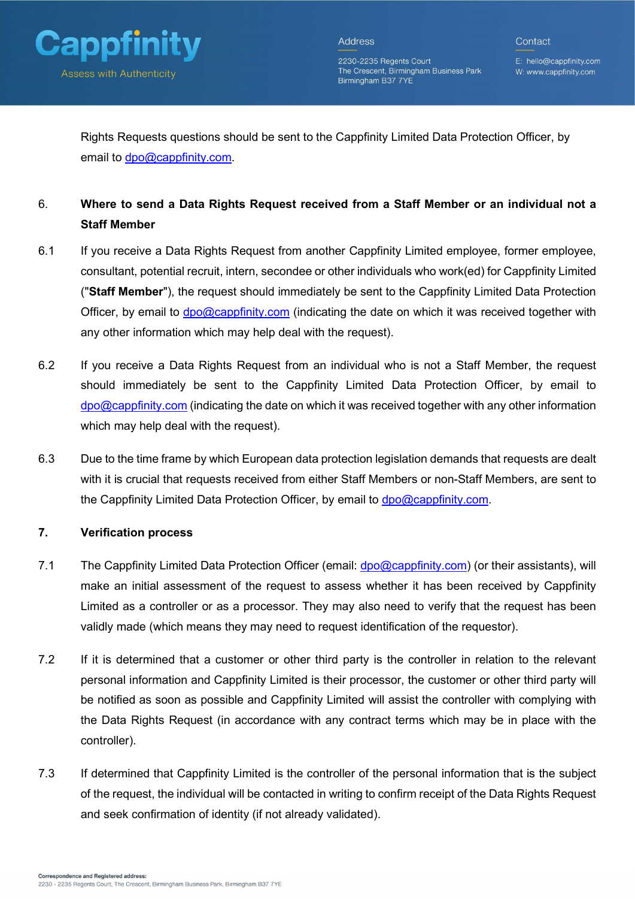Rights Requests questions should be sent to the Cappfinity Limited Data Protection Officer, by email to dpo@cappfinity.com.

6. **Where to send a Data Rights Request received from a Staff Member or an individual not a Staff Member**

6.1 If you receive a Data Rights Request from another Cappfinity Limited employee, former employee, consultant, potential recruit, intern, secondee or other individuals who work(ed) for Cappfinity Limited ("**Staff Member**"), the request should immediately be sent to the Cappfinity Limited Data Protection Officer, by email to dpo@cappfinity.com (indicating the date on which it was received together with any other information which may help deal with the request).

6.2 If you receive a Data Rights Request from an individual who is not a Staff Member, the request should immediately be sent to the Cappfinity Limited Data Protection Officer, by email to dpo@cappfinity.com (indicating the date on which it was received together with any other information which may help deal with the request).

6.3 Due to the time frame by which European data protection legislation demands that requests are dealt with it is crucial that requests received from either Staff Members or non-Staff Members, are sent to the Cappfinity Limited Data Protection Officer, by email to dpo@cappfinity.com.

7. **Verification process**

7.1 The Cappfinity Limited Data Protection Officer (email: dpo@cappfinity.com) (or their assistants), will make an initial assessment of the request to assess whether it has been received by Cappfinity Limited as a controller or as a processor. They may also need to verify that the request has been validly made (which means they may need to request identification of the requestor).

7.2 If it is determined that a customer or other third party is the controller in relation to the relevant personal information and Cappfinity Limited is their processor, the customer or other third party will be notified as soon as possible and Cappfinity Limited will assist the controller with complying with the Data Rights Request (in accordance with any contract terms which may be in place with the controller).

7.3 If determined that Cappfinity Limited is the controller of the personal information that is the subject of the request, the individual will be contacted in writing to confirm receipt of the Data Rights Request and seek confirmation of identity (if not already validated).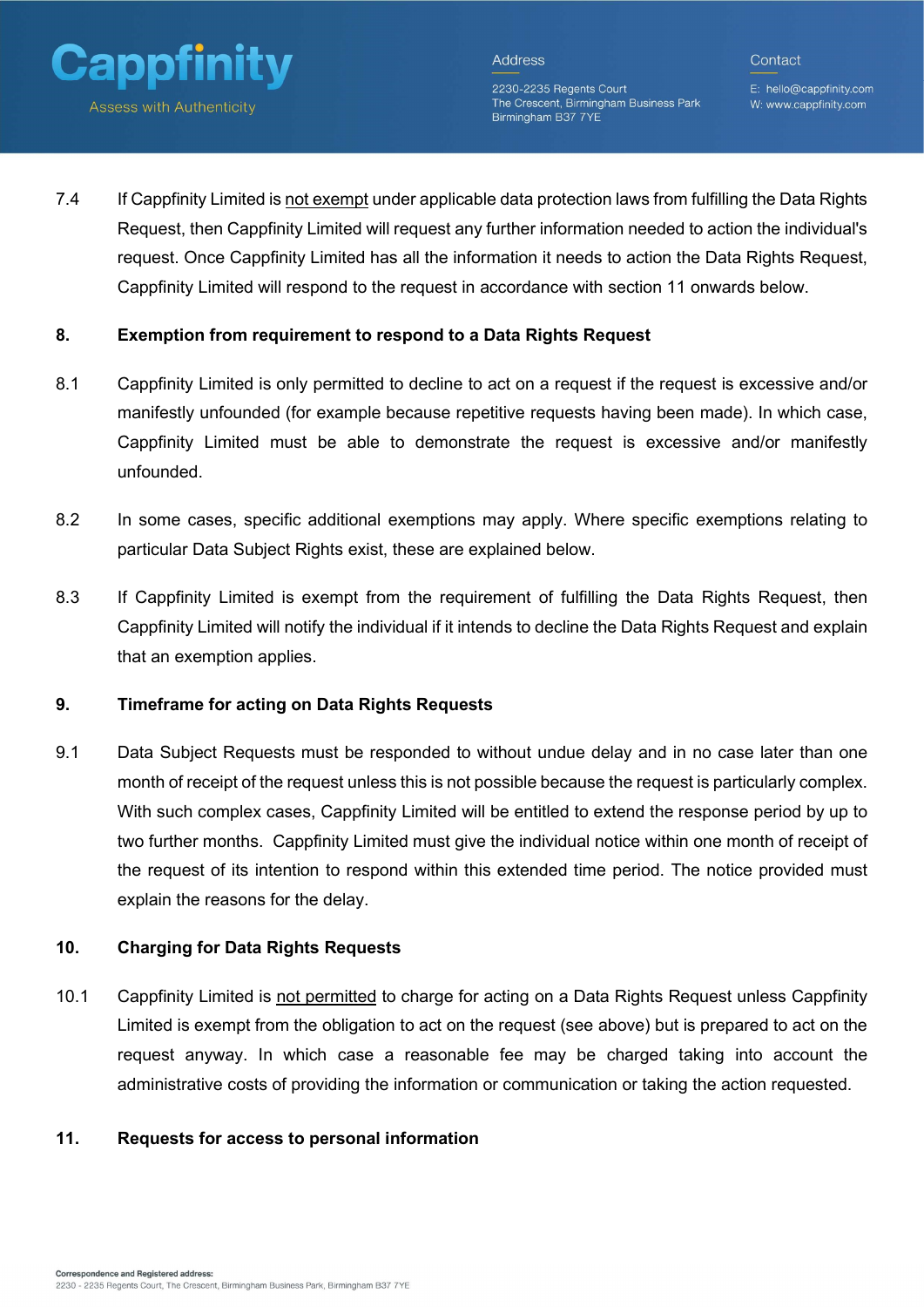7.4 If Cappfinity Limited is not exempt under applicable data protection laws from fulfilling the Data Rights Request, then Cappfinity Limited will request any further information needed to action the individual's request. Once Cappfinity Limited has all the information it needs to action the Data Rights Request, Cappfinity Limited will respond to the request in accordance with section 11 onwards below.

## 8. Exemption from requirement to respond to a Data Rights Request

8.1 Cappfinity Limited is only permitted to decline to act on a request if the request is excessive and/or manifestly unfounded (for example because repetitive requests having been made). In which case, Cappfinity Limited must be able to demonstrate the request is excessive and/or manifestly unfounded.

8.2 In some cases, specific additional exemptions may apply. Where specific exemptions relating to particular Data Subject Rights exist, these are explained below.

8.3 If Cappfinity Limited is exempt from the requirement of fulfilling the Data Rights Request, then Cappfinity Limited will notify the individual if it intends to decline the Data Rights Request and explain that an exemption applies.

## 9. Timeframe for acting on Data Rights Requests

9.1 Data Subject Requests must be responded to without undue delay and in no case later than one month of receipt of the request unless this is not possible because the request is particularly complex. With such complex cases, Cappfinity Limited will be entitled to extend the response period by up to two further months. Cappfinity Limited must give the individual notice within one month of receipt of the request of its intention to respond within this extended time period. The notice provided must explain the reasons for the delay.

## 10. Charging for Data Rights Requests

10.1 Cappfinity Limited is not permitted to charge for acting on a Data Rights Request unless Cappfinity Limited is exempt from the obligation to act on the request (see above) but is prepared to act on the request anyway. In which case a reasonable fee may be charged taking into account the administrative costs of providing the information or communication or taking the action requested.

## 11. Requests for access to personal information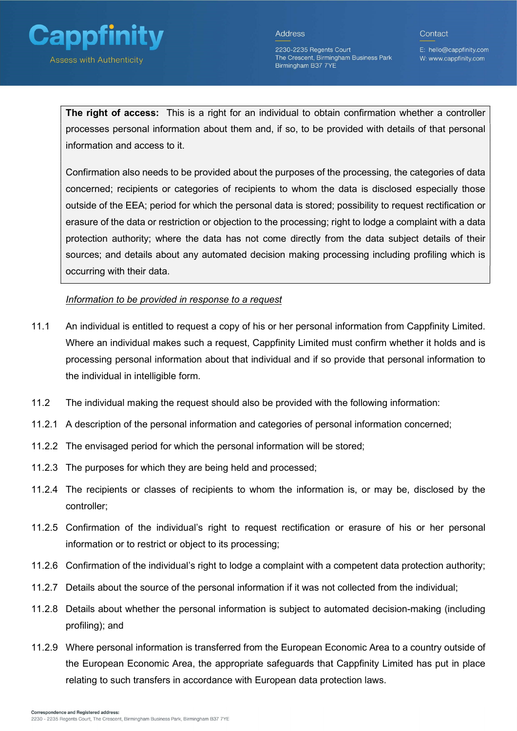> **The right of access:** This is a right for an individual to obtain confirmation whether a controller processes personal information about them and, if so, to be provided with details of that personal information and access to it.
>
> Confirmation also needs to be provided about the purposes of the processing, the categories of data concerned; recipients or categories of recipients to whom the data is disclosed especially those outside of the EEA; period for which the personal data is stored; possibility to request rectification or erasure of the data or restriction or objection to the processing; right to lodge a complaint with a data protection authority; where the data has not come directly from the data subject details of their sources; and details about any automated decision making processing including profiling which is occurring with their data.

*Information to be provided in response to a request*

11.1 An individual is entitled to request a copy of his or her personal information from Cappfinity Limited. Where an individual makes such a request, Cappfinity Limited must confirm whether it holds and is processing personal information about that individual and if so provide that personal information to the individual in intelligible form.

11.2 The individual making the request should also be provided with the following information:

11.2.1 A description of the personal information and categories of personal information concerned;

11.2.2 The envisaged period for which the personal information will be stored;

11.2.3 The purposes for which they are being held and processed;

11.2.4 The recipients or classes of recipients to whom the information is, or may be, disclosed by the controller;

11.2.5 Confirmation of the individual's right to request rectification or erasure of his or her personal information or to restrict or object to its processing;

11.2.6 Confirmation of the individual's right to lodge a complaint with a competent data protection authority;

11.2.7 Details about the source of the personal information if it was not collected from the individual;

11.2.8 Details about whether the personal information is subject to automated decision-making (including profiling); and

11.2.9 Where personal information is transferred from the European Economic Area to a country outside of the European Economic Area, the appropriate safeguards that Cappfinity Limited has put in place relating to such transfers in accordance with European data protection laws.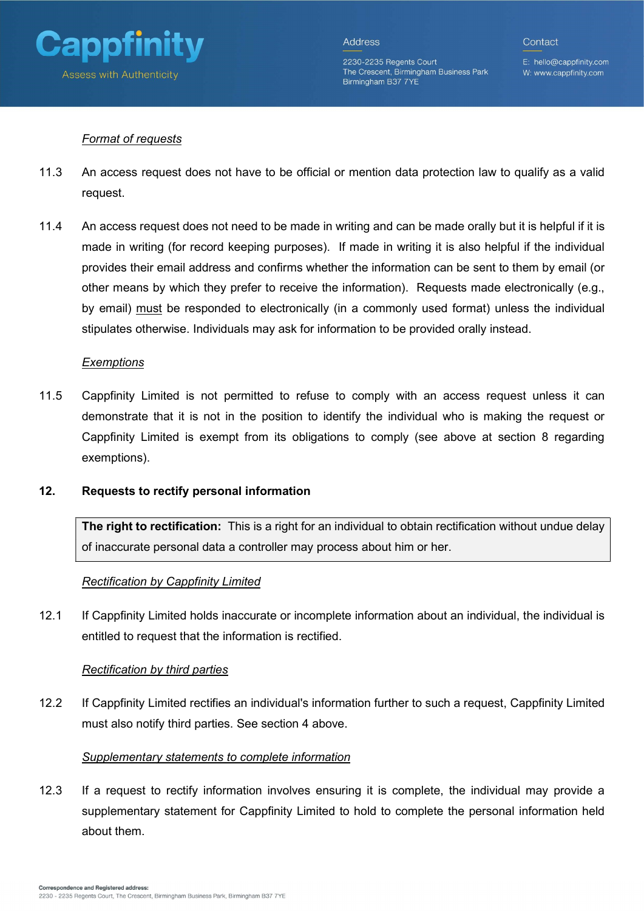*Format of requests*

11.3 An access request does not have to be official or mention data protection law to qualify as a valid request.

11.4 An access request does not need to be made in writing and can be made orally but it is helpful if it is made in writing (for record keeping purposes). If made in writing it is also helpful if the individual provides their email address and confirms whether the information can be sent to them by email (or other means by which they prefer to receive the information). Requests made electronically (e.g., by email) must be responded to electronically (in a commonly used format) unless the individual stipulates otherwise. Individuals may ask for information to be provided orally instead.

*Exemptions*

11.5 Cappfinity Limited is not permitted to refuse to comply with an access request unless it can demonstrate that it is not in the position to identify the individual who is making the request or Cappfinity Limited is exempt from its obligations to comply (see above at section 8 regarding exemptions).

## 12. Requests to rectify personal information

**The right to rectification:** This is a right for an individual to obtain rectification without undue delay of inaccurate personal data a controller may process about him or her.

*Rectification by Cappfinity Limited*

12.1 If Cappfinity Limited holds inaccurate or incomplete information about an individual, the individual is entitled to request that the information is rectified.

*Rectification by third parties*

12.2 If Cappfinity Limited rectifies an individual's information further to such a request, Cappfinity Limited must also notify third parties. See section 4 above.

*Supplementary statements to complete information*

12.3 If a request to rectify information involves ensuring it is complete, the individual may provide a supplementary statement for Cappfinity Limited to hold to complete the personal information held about them.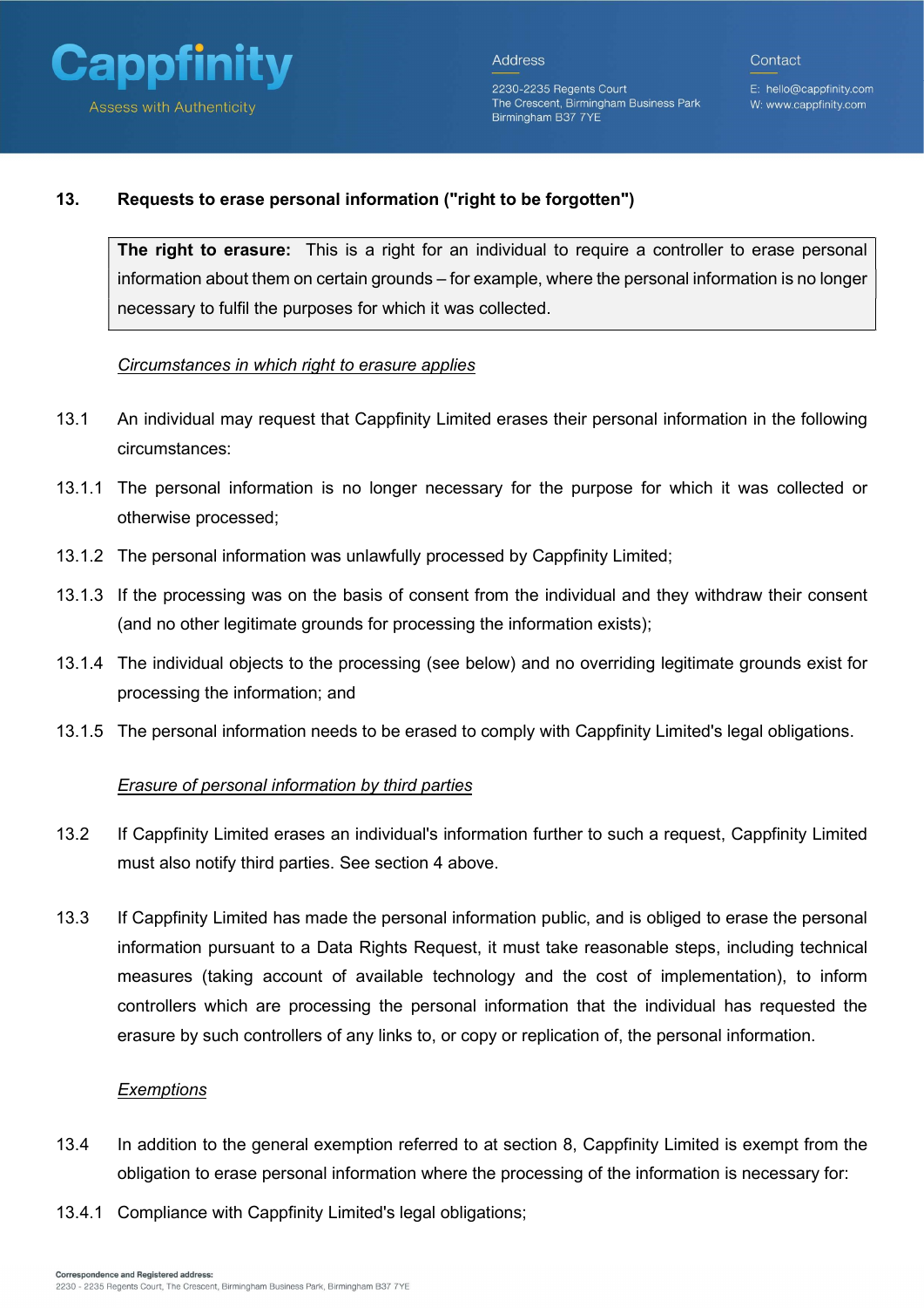## 13. Requests to erase personal information ("right to be forgotten")

> **The right to erasure:** This is a right for an individual to require a controller to erase personal information about them on certain grounds – for example, where the personal information is no longer necessary to fulfil the purposes for which it was collected.

*Circumstances in which right to erasure applies*

13.1 An individual may request that Cappfinity Limited erases their personal information in the following circumstances:

13.1.1 The personal information is no longer necessary for the purpose for which it was collected or otherwise processed;

13.1.2 The personal information was unlawfully processed by Cappfinity Limited;

13.1.3 If the processing was on the basis of consent from the individual and they withdraw their consent (and no other legitimate grounds for processing the information exists);

13.1.4 The individual objects to the processing (see below) and no overriding legitimate grounds exist for processing the information; and

13.1.5 The personal information needs to be erased to comply with Cappfinity Limited's legal obligations.

*Erasure of personal information by third parties*

13.2 If Cappfinity Limited erases an individual's information further to such a request, Cappfinity Limited must also notify third parties. See section 4 above.

13.3 If Cappfinity Limited has made the personal information public, and is obliged to erase the personal information pursuant to a Data Rights Request, it must take reasonable steps, including technical measures (taking account of available technology and the cost of implementation), to inform controllers which are processing the personal information that the individual has requested the erasure by such controllers of any links to, or copy or replication of, the personal information.

*Exemptions*

13.4 In addition to the general exemption referred to at section 8, Cappfinity Limited is exempt from the obligation to erase personal information where the processing of the information is necessary for:

13.4.1 Compliance with Cappfinity Limited's legal obligations;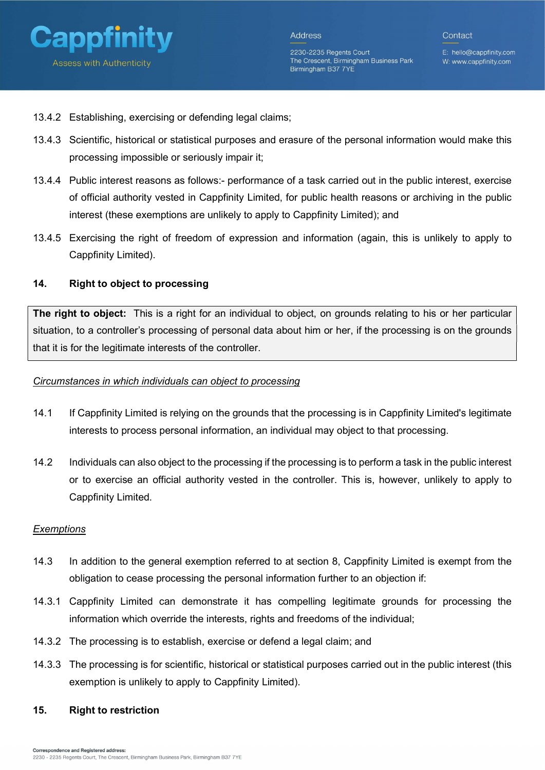13.4.2 Establishing, exercising or defending legal claims;

13.4.3 Scientific, historical or statistical purposes and erasure of the personal information would make this processing impossible or seriously impair it;

13.4.4 Public interest reasons as follows:- performance of a task carried out in the public interest, exercise of official authority vested in Cappfinity Limited, for public health reasons or archiving in the public interest (these exemptions are unlikely to apply to Cappfinity Limited); and

13.4.5 Exercising the right of freedom of expression and information (again, this is unlikely to apply to Cappfinity Limited).

## 14. Right to object to processing

**The right to object:** This is a right for an individual to object, on grounds relating to his or her particular situation, to a controller's processing of personal data about him or her, if the processing is on the grounds that it is for the legitimate interests of the controller.

*Circumstances in which individuals can object to processing*

14.1 If Cappfinity Limited is relying on the grounds that the processing is in Cappfinity Limited's legitimate interests to process personal information, an individual may object to that processing.

14.2 Individuals can also object to the processing if the processing is to perform a task in the public interest or to exercise an official authority vested in the controller. This is, however, unlikely to apply to Cappfinity Limited.

*Exemptions*

14.3 In addition to the general exemption referred to at section 8, Cappfinity Limited is exempt from the obligation to cease processing the personal information further to an objection if:

14.3.1 Cappfinity Limited can demonstrate it has compelling legitimate grounds for processing the information which override the interests, rights and freedoms of the individual;

14.3.2 The processing is to establish, exercise or defend a legal claim; and

14.3.3 The processing is for scientific, historical or statistical purposes carried out in the public interest (this exemption is unlikely to apply to Cappfinity Limited).

## 15. Right to restriction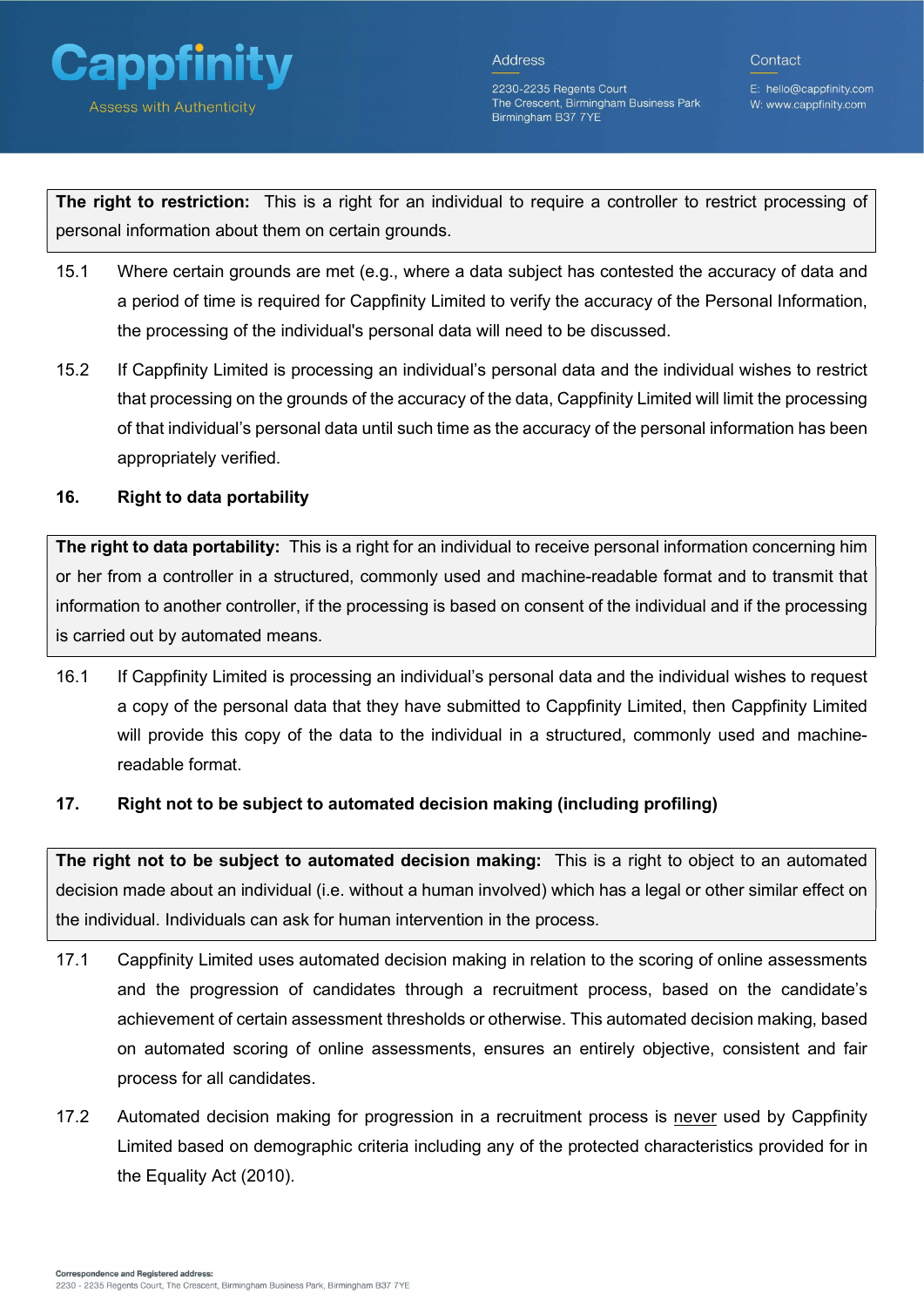**The right to restriction:** This is a right for an individual to require a controller to restrict processing of personal information about them on certain grounds.

15.1 Where certain grounds are met (e.g., where a data subject has contested the accuracy of data and a period of time is required for Cappfinity Limited to verify the accuracy of the Personal Information, the processing of the individual's personal data will need to be discussed.

15.2 If Cappfinity Limited is processing an individual's personal data and the individual wishes to restrict that processing on the grounds of the accuracy of the data, Cappfinity Limited will limit the processing of that individual's personal data until such time as the accuracy of the personal information has been appropriately verified.

## 16. Right to data portability

**The right to data portability:** This is a right for an individual to receive personal information concerning him or her from a controller in a structured, commonly used and machine-readable format and to transmit that information to another controller, if the processing is based on consent of the individual and if the processing is carried out by automated means.

16.1 If Cappfinity Limited is processing an individual's personal data and the individual wishes to request a copy of the personal data that they have submitted to Cappfinity Limited, then Cappfinity Limited will provide this copy of the data to the individual in a structured, commonly used and machine-readable format.

## 17. Right not to be subject to automated decision making (including profiling)

**The right not to be subject to automated decision making:** This is a right to object to an automated decision made about an individual (i.e. without a human involved) which has a legal or other similar effect on the individual. Individuals can ask for human intervention in the process.

17.1 Cappfinity Limited uses automated decision making in relation to the scoring of online assessments and the progression of candidates through a recruitment process, based on the candidate's achievement of certain assessment thresholds or otherwise. This automated decision making, based on automated scoring of online assessments, ensures an entirely objective, consistent and fair process for all candidates.

17.2 Automated decision making for progression in a recruitment process is <u>never</u> used by Cappfinity Limited based on demographic criteria including any of the protected characteristics provided for in the Equality Act (2010).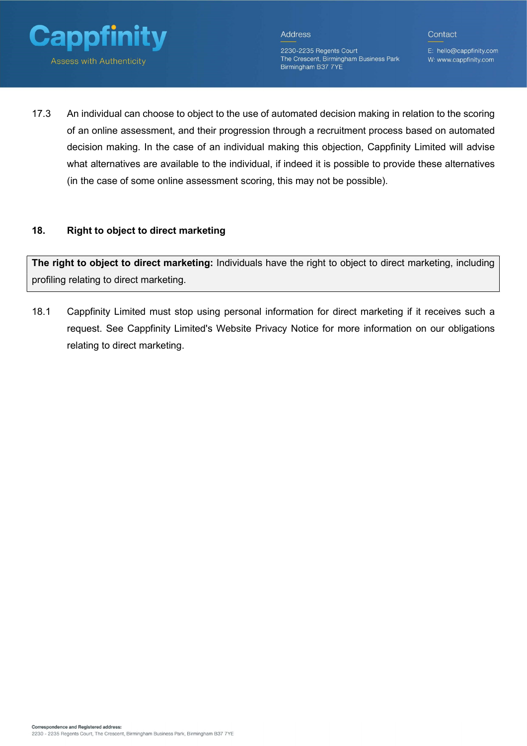17.3 An individual can choose to object to the use of automated decision making in relation to the scoring of an online assessment, and their progression through a recruitment process based on automated decision making. In the case of an individual making this objection, Cappfinity Limited will advise what alternatives are available to the individual, if indeed it is possible to provide these alternatives (in the case of some online assessment scoring, this may not be possible).

## 18. Right to object to direct marketing

**The right to object to direct marketing:** Individuals have the right to object to direct marketing, including profiling relating to direct marketing.

18.1 Cappfinity Limited must stop using personal information for direct marketing if it receives such a request. See Cappfinity Limited's Website Privacy Notice for more information on our obligations relating to direct marketing.